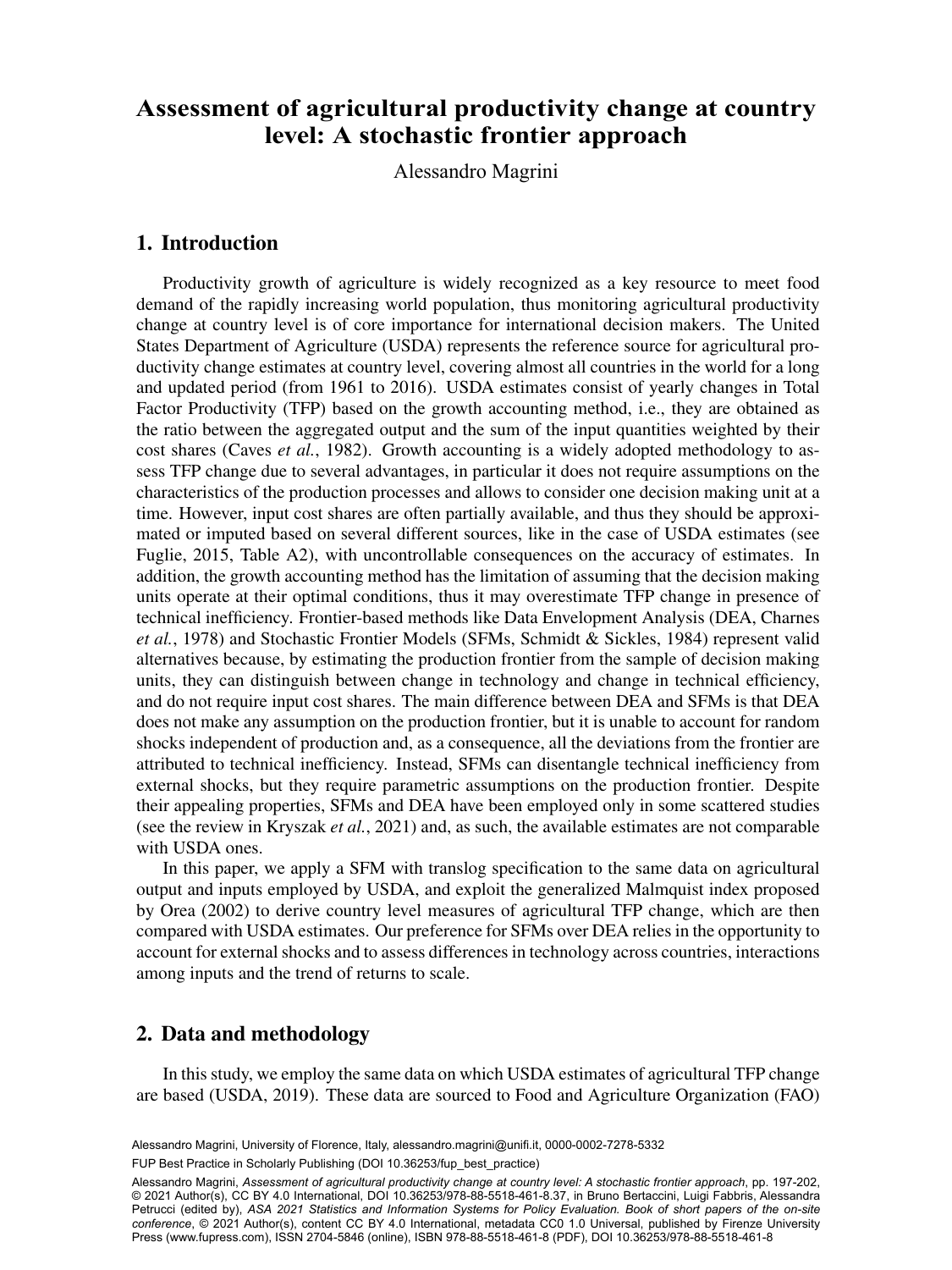# Assessment of agricultural productivity change at country level: A stochastic frontier approach

Alessandro Magrini

## 1. Introduction

Productivity growth of agriculture is widely recognized as a key resource to meet food demand of the rapidly increasing world population, thus monitoring agricultural productivity change at country level is of core importance for international decision makers. The United States Department of Agriculture (USDA) represents the reference source for agricultural productivity change estimates at country level, covering almost all countries in the world for a long and updated period (from 1961 to 2016). USDA estimates consist of yearly changes in Total Factor Productivity (TFP) based on the growth accounting method, i.e., they are obtained as the ratio between the aggregated output and the sum of the input quantities weighted by their cost shares (Caves *et al.*, 1982). Growth accounting is a widely adopted methodology to assess TFP change due to several advantages, in particular it does not require assumptions on the characteristics of the production processes and allows to consider one decision making unit at a time. However, input cost shares are often partially available, and thus they should be approximated or imputed based on several different sources, like in the case of USDA estimates (see Fuglie, 2015, Table A2), with uncontrollable consequences on the accuracy of estimates. In addition, the growth accounting method has the limitation of assuming that the decision making units operate at their optimal conditions, thus it may overestimate TFP change in presence of technical inefficiency. Frontier-based methods like Data Envelopment Analysis (DEA, Charnes *et al.*, 1978) and Stochastic Frontier Models (SFMs, Schmidt & Sickles, 1984) represent valid alternatives because, by estimating the production frontier from the sample of decision making units, they can distinguish between change in technology and change in technical efficiency, and do not require input cost shares. The main difference between DEA and SFMs is that DEA does not make any assumption on the production frontier, but it is unable to account for random shocks independent of production and, as a consequence, all the deviations from the frontier are attributed to technical inefficiency. Instead, SFMs can disentangle technical inefficiency from external shocks, but they require parametric assumptions on the production frontier. Despite their appealing properties, SFMs and DEA have been employed only in some scattered studies (see the review in Kryszak *et al.*, 2021) and, as such, the available estimates are not comparable with USDA ones.

In this paper, we apply a SFM with translog specification to the same data on agricultural output and inputs employed by USDA, and exploit the generalized Malmquist index proposed by Orea (2002) to derive country level measures of agricultural TFP change, which are then compared with USDA estimates. Our preference for SFMs over DEA relies in the opportunity to account for external shocks and to assess differences in technology across countries, interactions among inputs and the trend of returns to scale.

## 2. Data and methodology

In this study, we employ the same data on which USDA estimates of agricultural TFP change are based (USDA, 2019). These data are sourced to Food and Agriculture Organization (FAO)

Alessandro Magrini, University of Florence, Italy, alessandro.magrini@unifi.it, 0000-0002-7278-5332

FUP Best Practice in Scholarly Publishing (DOI 10.36253/fup_best_practice)

Alessandro Magrini, *Assessment of agricultural productivity change at country level: A stochastic frontier approach*, pp. 197-202, © 2021 Author(s), CC BY 4.0 International, DOI 10.36253/978-88-5518-461-8.37, in Bruno Bertaccini, Luigi Fabbris, Alessandra Petrucci (edited by), *ASA 2021 Statistics and Information Systems for Policy Evaluation. Book of short papers of the on-site conference*, © 2021 Author(s), content CC BY 4.0 International, metadata CC0 1.0 Universal, published by Firenze University Press (www.fupress.com), ISSN 2704-5846 (online), ISBN 978-88-5518-461-8 (PDF), DOI 10.36253/978-88-5518-461-8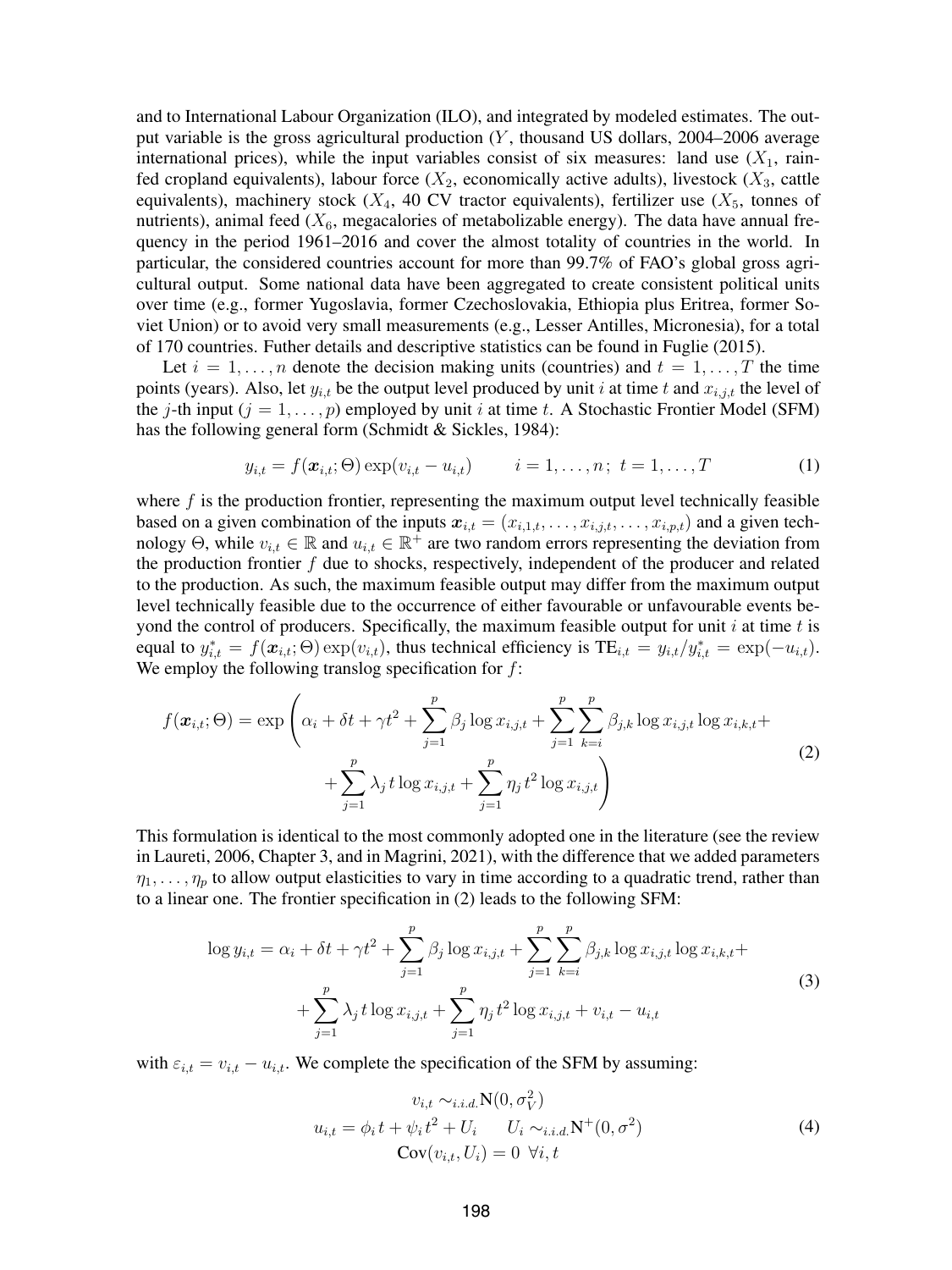and to International Labour Organization (ILO), and integrated by modeled estimates. The output variable is the gross agricultural production ($Y$, thousand US dollars, 2004–2006 average international prices), while the input variables consist of six measures: land use ($X_1$, rainfed cropland equivalents), labour force ($X_2$, economically active adults), livestock ($X_3$, cattle equivalents), machinery stock ($X_4$, 40 CV tractor equivalents), fertilizer use ($X_5$, tonnes of nutrients), animal feed ($X_6$, megacalories of metabolizable energy). The data have annual frequency in the period 1961–2016 and cover the almost totality of countries in the world. In particular, the considered countries account for more than 99.7% of FAO's global gross agricultural output. Some national data have been aggregated to create consistent political units over time (e.g., former Yugoslavia, former Czechoslovakia, Ethiopia plus Eritrea, former Soviet Union) or to avoid very small measurements (e.g., Lesser Antilles, Micronesia), for a total of 170 countries. Futher details and descriptive statistics can be found in Fuglie (2015).

Let $i = 1, \dots, n$ denote the decision making units (countries) and $t = 1, \dots, T$ the time points (years). Also, let $y_{i,t}$ be the output level produced by unit $i$ at time $t$ and $x_{i,j,t}$ the level of the $j$-th input ($j = 1, \dots, p$) employed by unit $i$ at time $t$. A Stochastic Frontier Model (SFM) has the following general form (Schmidt & Sickles, 1984):

$$y_{i,t} = f(\boldsymbol{x}_{i,t}; \Theta) \exp(v_{i,t} - u_{i,t}) \qquad i = 1, \dots, n;\ t = 1, \dots, T \tag{1}$$

where $f$ is the production frontier, representing the maximum output level technically feasible based on a given combination of the inputs $\boldsymbol{x}_{i,t} = (x_{i,1,t}, \dots, x_{i,j,t}, \dots, x_{i,p,t})$ and a given technology $\Theta$, while $v_{i,t} \in \mathbb{R}$ and $u_{i,t} \in \mathbb{R}^+$ are two random errors representing the deviation from the production frontier $f$ due to shocks, respectively, independent of the producer and related to the production. As such, the maximum feasible output may differ from the maximum output level technically feasible due to the occurrence of either favourable or unfavourable events beyond the control of producers. Specifically, the maximum feasible output for unit $i$ at time $t$ is equal to $y^*_{i,t} = f(\boldsymbol{x}_{i,t}; \Theta) \exp(v_{i,t})$, thus technical efficiency is $\text{TE}_{i,t} = y_{i,t}/y^*_{i,t} = \exp(-u_{i,t})$. We employ the following translog specification for $f$:

$$f(\boldsymbol{x}_{i,t}; \Theta) = \exp\left( \alpha_i + \delta t + \gamma t^2 + \sum_{j=1}^{p} \beta_j \log x_{i,j,t} + \sum_{j=1}^{p} \sum_{k=i}^{p} \beta_{j,k} \log x_{i,j,t} \log x_{i,k,t} + \right. \\ \left. + \sum_{j=1}^{p} \lambda_j\, t \log x_{i,j,t} + \sum_{j=1}^{p} \eta_j\, t^2 \log x_{i,j,t} \right) \tag{2}$$

This formulation is identical to the most commonly adopted one in the literature (see the review in Laureti, 2006, Chapter 3, and in Magrini, 2021), with the difference that we added parameters $\eta_1, \dots, \eta_p$ to allow output elasticities to vary in time according to a quadratic trend, rather than to a linear one. The frontier specification in (2) leads to the following SFM:

$$\log y_{i,t} = \alpha_i + \delta t + \gamma t^2 + \sum_{j=1}^{p} \beta_j \log x_{i,j,t} + \sum_{j=1}^{p} \sum_{k=i}^{p} \beta_{j,k} \log x_{i,j,t} \log x_{i,k,t} + \\ + \sum_{j=1}^{p} \lambda_j\, t \log x_{i,j,t} + \sum_{j=1}^{p} \eta_j\, t^2 \log x_{i,j,t} + v_{i,t} - u_{i,t} \tag{3}$$

with $\varepsilon_{i,t} = v_{i,t} - u_{i,t}$. We complete the specification of the SFM by assuming:

$$\begin{gathered} v_{i,t} \sim_{i.i.d.} \text{N}(0, \sigma_V^2) \\ u_{i,t} = \phi_i\, t + \psi_i\, t^2 + U_i \qquad U_i \sim_{i.i.d.} \text{N}^+(0, \sigma^2) \\ \text{Cov}(v_{i,t}, U_i) = 0 \ \ \forall i, t \end{gathered} \tag{4}$$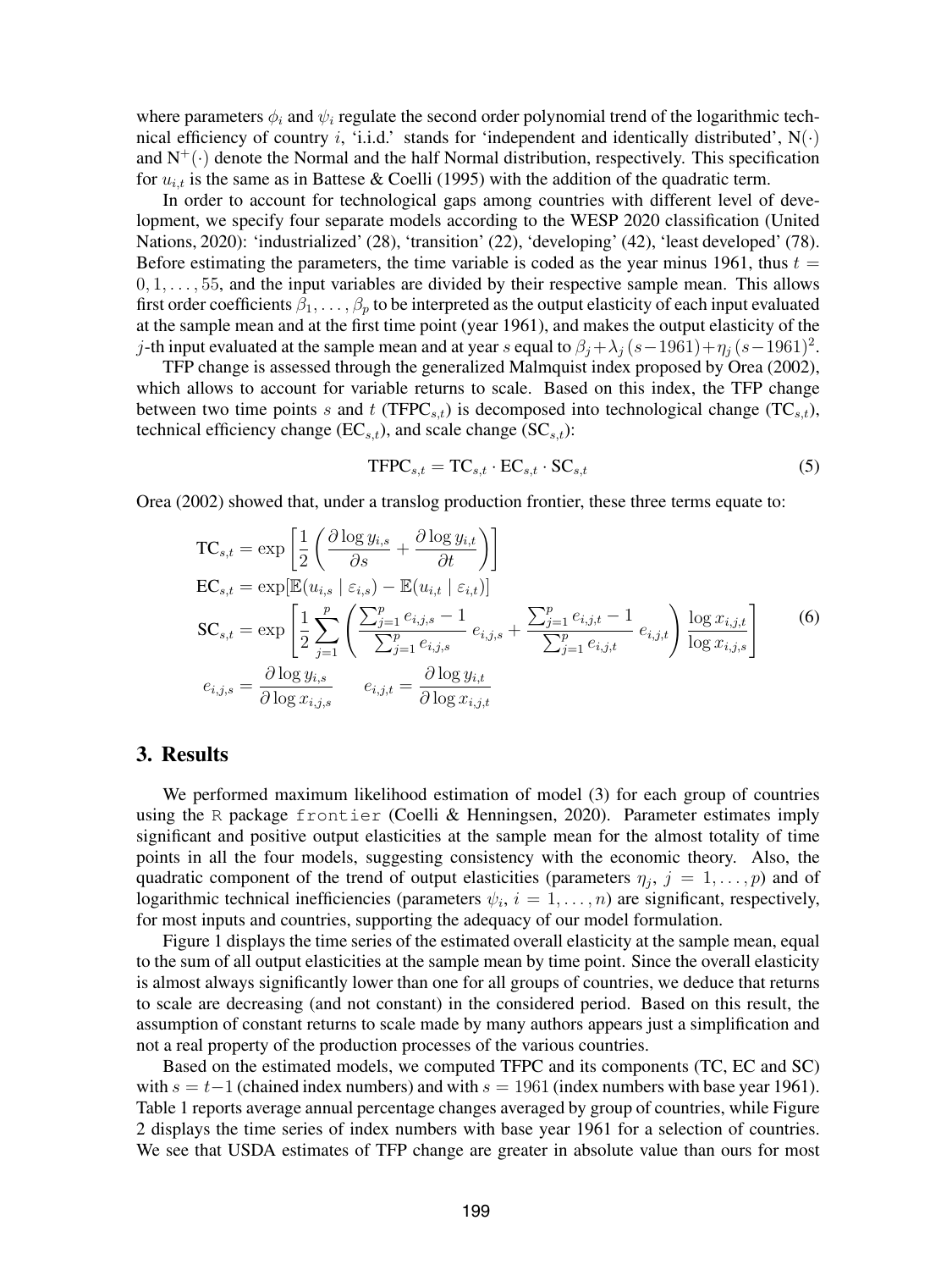where parameters $\phi_i$ and $\psi_i$ regulate the second order polynomial trend of the logarithmic technical efficiency of country $i$, 'i.i.d.' stands for 'independent and identically distributed', $\mathrm{N}(\cdot)$ and $\mathrm{N}^+(\cdot)$ denote the Normal and the half Normal distribution, respectively. This specification for $u_{i,t}$ is the same as in Battese & Coelli (1995) with the addition of the quadratic term.

In order to account for technological gaps among countries with different level of development, we specify four separate models according to the WESP 2020 classification (United Nations, 2020): 'industrialized' (28), 'transition' (22), 'developing' (42), 'least developed' (78). Before estimating the parameters, the time variable is coded as the year minus 1961, thus $t = 0, 1, \ldots, 55$, and the input variables are divided by their respective sample mean. This allows first order coefficients $\beta_1, \ldots, \beta_p$ to be interpreted as the output elasticity of each input evaluated at the sample mean and at the first time point (year 1961), and makes the output elasticity of the $j$-th input evaluated at the sample mean and at year $s$ equal to $\beta_j + \lambda_j (s-1961) + \eta_j (s-1961)^2$.

TFP change is assessed through the generalized Malmquist index proposed by Orea (2002), which allows to account for variable returns to scale. Based on this index, the TFP change between two time points $s$ and $t$ ($\mathrm{TFPC}_{s,t}$) is decomposed into technological change ($\mathrm{TC}_{s,t}$), technical efficiency change ($\mathrm{EC}_{s,t}$), and scale change ($\mathrm{SC}_{s,t}$):

$$\mathrm{TFPC}_{s,t} = \mathrm{TC}_{s,t} \cdot \mathrm{EC}_{s,t} \cdot \mathrm{SC}_{s,t} \tag{5}$$

Orea (2002) showed that, under a translog production frontier, these three terms equate to:

$$\begin{aligned}
\mathrm{TC}_{s,t} &= \exp\left[\frac{1}{2}\left(\frac{\partial \log y_{i,s}}{\partial s} + \frac{\partial \log y_{i,t}}{\partial t}\right)\right] \\
\mathrm{EC}_{s,t} &= \exp[\mathbb{E}(u_{i,s} \mid \varepsilon_{i,s}) - \mathbb{E}(u_{i,t} \mid \varepsilon_{i,t})] \\
\mathrm{SC}_{s,t} &= \exp\left[\frac{1}{2}\sum_{j=1}^{p}\left(\frac{\sum_{j=1}^{p} e_{i,j,s} - 1}{\sum_{j=1}^{p} e_{i,j,s}}\, e_{i,j,s} + \frac{\sum_{j=1}^{p} e_{i,j,t} - 1}{\sum_{j=1}^{p} e_{i,j,t}}\, e_{i,j,t}\right)\frac{\log x_{i,j,t}}{\log x_{i,j,s}}\right] \\
e_{i,j,s} &= \frac{\partial \log y_{i,s}}{\partial \log x_{i,j,s}} \qquad e_{i,j,t} = \frac{\partial \log y_{i,t}}{\partial \log x_{i,j,t}}
\end{aligned} \tag{6}$$

## 3. Results

We performed maximum likelihood estimation of model (3) for each group of countries using the R package `frontier` (Coelli & Henningsen, 2020). Parameter estimates imply significant and positive output elasticities at the sample mean for the almost totality of time points in all the four models, suggesting consistency with the economic theory. Also, the quadratic component of the trend of output elasticities (parameters $\eta_j$, $j = 1, \ldots, p$) and of logarithmic technical inefficiencies (parameters $\psi_i$, $i = 1, \ldots, n$) are significant, respectively, for most inputs and countries, supporting the adequacy of our model formulation.

Figure 1 displays the time series of the estimated overall elasticity at the sample mean, equal to the sum of all output elasticities at the sample mean by time point. Since the overall elasticity is almost always significantly lower than one for all groups of countries, we deduce that returns to scale are decreasing (and not constant) in the considered period. Based on this result, the assumption of constant returns to scale made by many authors appears just a simplification and not a real property of the production processes of the various countries.

Based on the estimated models, we computed TFPC and its components (TC, EC and SC) with $s = t-1$ (chained index numbers) and with $s = 1961$ (index numbers with base year 1961). Table 1 reports average annual percentage changes averaged by group of countries, while Figure 2 displays the time series of index numbers with base year 1961 for a selection of countries. We see that USDA estimates of TFP change are greater in absolute value than ours for most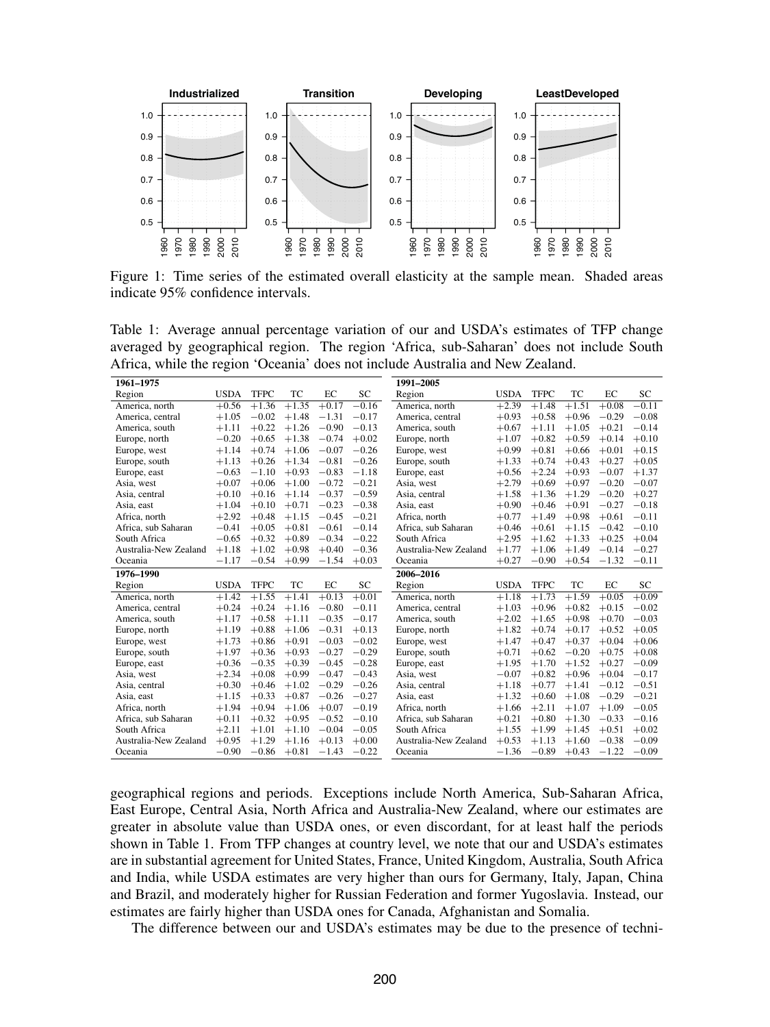Figure 1: Time series of the estimated overall elasticity at the sample mean. Shaded areas indicate 95% confidence intervals.

Table 1: Average annual percentage variation of our and USDA's estimates of TFP change averaged by geographical region. The region 'Africa, sub-Saharan' does not include South Africa, while the region 'Oceania' does not include Australia and New Zealand.

| **1961–1975** | | | | | | **1991–2005** | | | | | |
|---|---|---|---|---|---|---|---|---|---|---|---|
| Region | USDA | TFPC | TC | EC | SC | Region | USDA | TFPC | TC | EC | SC |
| America, north | +0.56 | +1.36 | +1.35 | +0.17 | −0.16 | America, north | +2.39 | +1.48 | +1.51 | +0.08 | −0.11 |
| America, central | +1.05 | −0.02 | +1.48 | −1.31 | −0.17 | America, central | +0.93 | +0.58 | +0.96 | −0.29 | −0.08 |
| America, south | +1.11 | +0.22 | +1.26 | −0.90 | −0.13 | America, south | +0.67 | +1.11 | +1.05 | +0.21 | −0.14 |
| Europe, north | −0.20 | +0.65 | +1.38 | −0.74 | +0.02 | Europe, north | +1.07 | +0.82 | +0.59 | +0.14 | +0.10 |
| Europe, west | +1.14 | +0.74 | +1.06 | −0.07 | −0.26 | Europe, west | +0.99 | +0.81 | +0.66 | +0.01 | +0.15 |
| Europe, south | +1.13 | +0.26 | +1.34 | −0.81 | −0.26 | Europe, south | +1.33 | +0.74 | +0.43 | +0.27 | +0.05 |
| Europe, east | −0.63 | −1.10 | +0.93 | −0.83 | −1.18 | Europe, east | +0.56 | +2.24 | +0.93 | −0.07 | +1.37 |
| Asia, west | +0.07 | +0.06 | +1.00 | −0.72 | −0.21 | Asia, west | +2.79 | +0.69 | +0.97 | −0.20 | −0.07 |
| Asia, central | +0.10 | +0.16 | +1.14 | −0.37 | −0.59 | Asia, central | +1.58 | +1.36 | +1.29 | −0.20 | +0.27 |
| Asia, east | +1.04 | +0.10 | +0.71 | −0.23 | −0.38 | Asia, east | +0.90 | +0.46 | +0.91 | −0.27 | −0.18 |
| Africa, north | +2.92 | +0.48 | +1.15 | −0.45 | −0.21 | Africa, north | +0.77 | +1.49 | +0.98 | +0.61 | −0.11 |
| Africa, sub Saharan | −0.41 | +0.05 | +0.81 | −0.61 | −0.14 | Africa, sub Saharan | +0.46 | +0.61 | +1.15 | −0.42 | −0.10 |
| South Africa | −0.65 | +0.32 | +0.89 | −0.34 | −0.22 | South Africa | +2.95 | +1.62 | +1.33 | +0.25 | +0.04 |
| Australia-New Zealand | +1.18 | +1.02 | +0.98 | +0.40 | −0.36 | Australia-New Zealand | +1.77 | +1.06 | +1.49 | −0.14 | −0.27 |
| Oceania | −1.17 | −0.54 | +0.99 | −1.54 | +0.03 | Oceania | +0.27 | −0.90 | +0.54 | −1.32 | −0.11 |
| **1976–1990** | | | | | | **2006–2016** | | | | | |
| Region | USDA | TFPC | TC | EC | SC | Region | USDA | TFPC | TC | EC | SC |
| America, north | +1.42 | +1.55 | +1.41 | +0.13 | +0.01 | America, north | +1.18 | +1.73 | +1.59 | +0.05 | +0.09 |
| America, central | +0.24 | +0.24 | +1.16 | −0.80 | −0.11 | America, central | +1.03 | +0.96 | +0.82 | +0.15 | −0.02 |
| America, south | +1.17 | +0.58 | +1.11 | −0.35 | −0.17 | America, south | +2.02 | +1.65 | +0.98 | +0.70 | −0.03 |
| Europe, north | +1.19 | +0.88 | +1.06 | −0.31 | +0.13 | Europe, north | +1.82 | +0.74 | +0.17 | +0.52 | +0.05 |
| Europe, west | +1.73 | +0.86 | +0.91 | −0.03 | −0.02 | Europe, west | +1.47 | +0.47 | +0.37 | +0.04 | +0.06 |
| Europe, south | +1.97 | +0.36 | +0.93 | −0.27 | −0.29 | Europe, south | +0.71 | +0.62 | −0.20 | +0.75 | +0.08 |
| Europe, east | +0.36 | −0.35 | +0.39 | −0.45 | −0.28 | Europe, east | +1.95 | +1.70 | +1.52 | +0.27 | −0.09 |
| Asia, west | +2.34 | +0.08 | +0.99 | −0.47 | −0.43 | Asia, west | −0.07 | +0.82 | +0.96 | +0.04 | −0.17 |
| Asia, central | +0.30 | +0.46 | +1.02 | −0.29 | −0.26 | Asia, central | +1.18 | +0.77 | +1.41 | −0.12 | −0.51 |
| Asia, east | +1.15 | +0.33 | +0.87 | −0.26 | −0.27 | Asia, east | +1.32 | +0.60 | +1.08 | −0.29 | −0.21 |
| Africa, north | +1.94 | +0.94 | +1.06 | +0.07 | −0.19 | Africa, north | +1.66 | +2.11 | +1.07 | +1.09 | −0.05 |
| Africa, sub Saharan | +0.11 | +0.32 | +0.95 | −0.52 | −0.10 | Africa, sub Saharan | +0.21 | +0.80 | +1.30 | −0.33 | −0.16 |
| South Africa | +2.11 | +1.01 | +1.10 | −0.04 | −0.05 | South Africa | +1.55 | +1.99 | +1.45 | +0.51 | +0.02 |
| Australia-New Zealand | +0.95 | +1.29 | +1.16 | +0.13 | +0.00 | Australia-New Zealand | +0.53 | +1.13 | +1.60 | −0.38 | −0.09 |
| Oceania | −0.90 | −0.86 | +0.81 | −1.43 | −0.22 | Oceania | −1.36 | −0.89 | +0.43 | −1.22 | −0.09 |

geographical regions and periods. Exceptions include North America, Sub-Saharan Africa, East Europe, Central Asia, North Africa and Australia-New Zealand, where our estimates are greater in absolute value than USDA ones, or even discordant, for at least half the periods shown in Table 1. From TFP changes at country level, we note that our and USDA's estimates are in substantial agreement for United States, France, United Kingdom, Australia, South Africa and India, while USDA estimates are very higher than ours for Germany, Italy, Japan, China and Brazil, and moderately higher for Russian Federation and former Yugoslavia. Instead, our estimates are fairly higher than USDA ones for Canada, Afghanistan and Somalia.

The difference between our and USDA's estimates may be due to the presence of techni-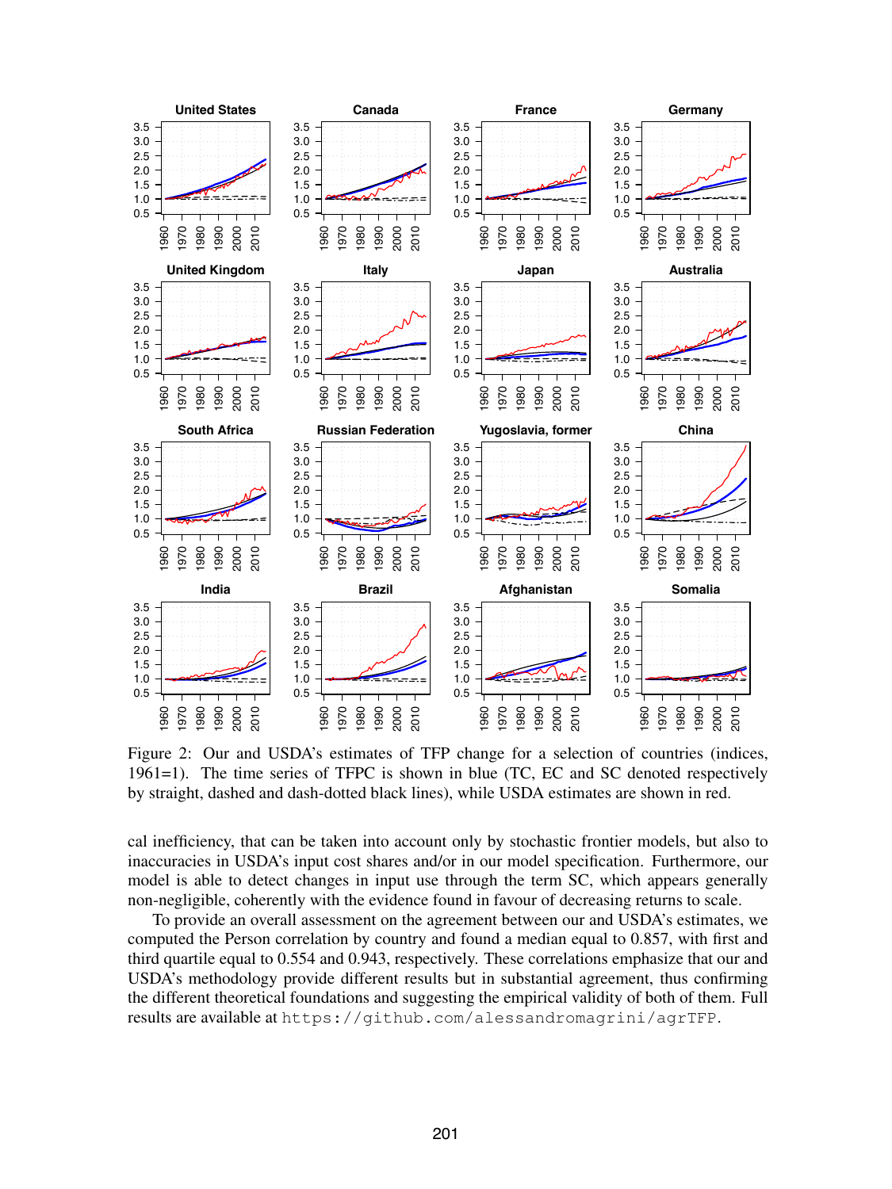Figure 2: Our and USDA's estimates of TFP change for a selection of countries (indices, 1961=1). The time series of TFPC is shown in blue (TC, EC and SC denoted respectively by straight, dashed and dash-dotted black lines), while USDA estimates are shown in red.

cal inefficiency, that can be taken into account only by stochastic frontier models, but also to inaccuracies in USDA's input cost shares and/or in our model specification. Furthermore, our model is able to detect changes in input use through the term SC, which appears generally non-negligible, coherently with the evidence found in favour of decreasing returns to scale.

To provide an overall assessment on the agreement between our and USDA's estimates, we computed the Person correlation by country and found a median equal to 0.857, with first and third quartile equal to 0.554 and 0.943, respectively. These correlations emphasize that our and USDA's methodology provide different results but in substantial agreement, thus confirming the different theoretical foundations and suggesting the empirical validity of both of them. Full results are available at `https://github.com/alessandromagrini/agrTFP`.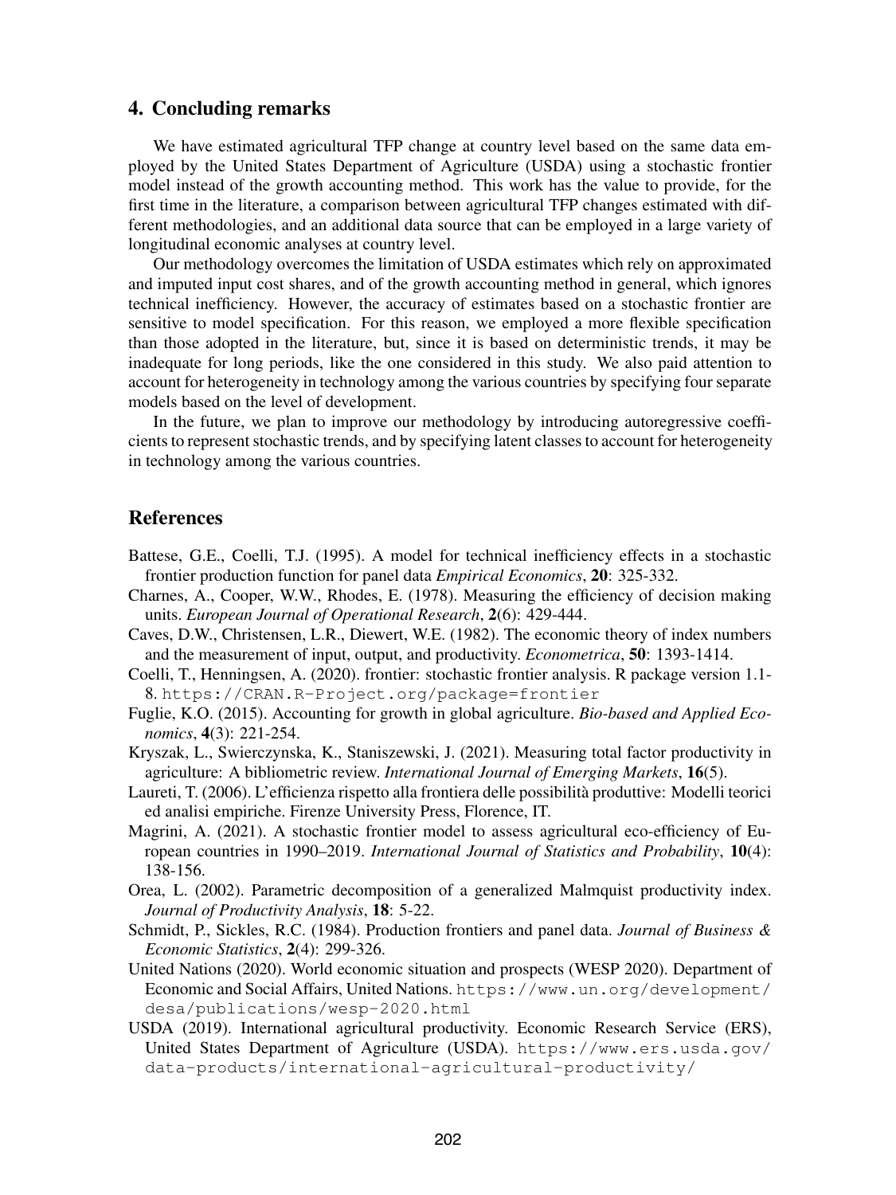## 4. Concluding remarks

We have estimated agricultural TFP change at country level based on the same data employed by the United States Department of Agriculture (USDA) using a stochastic frontier model instead of the growth accounting method. This work has the value to provide, for the first time in the literature, a comparison between agricultural TFP changes estimated with different methodologies, and an additional data source that can be employed in a large variety of longitudinal economic analyses at country level.

Our methodology overcomes the limitation of USDA estimates which rely on approximated and imputed input cost shares, and of the growth accounting method in general, which ignores technical inefficiency. However, the accuracy of estimates based on a stochastic frontier are sensitive to model specification. For this reason, we employed a more flexible specification than those adopted in the literature, but, since it is based on deterministic trends, it may be inadequate for long periods, like the one considered in this study. We also paid attention to account for heterogeneity in technology among the various countries by specifying four separate models based on the level of development.

In the future, we plan to improve our methodology by introducing autoregressive coefficients to represent stochastic trends, and by specifying latent classes to account for heterogeneity in technology among the various countries.

## References

Battese, G.E., Coelli, T.J. (1995). A model for technical inefficiency effects in a stochastic frontier production function for panel data *Empirical Economics*, **20**: 325-332.

Charnes, A., Cooper, W.W., Rhodes, E. (1978). Measuring the efficiency of decision making units. *European Journal of Operational Research*, **2**(6): 429-444.

Caves, D.W., Christensen, L.R., Diewert, W.E. (1982). The economic theory of index numbers and the measurement of input, output, and productivity. *Econometrica*, **50**: 1393-1414.

Coelli, T., Henningsen, A. (2020). frontier: stochastic frontier analysis. R package version 1.1-8. `https://CRAN.R-Project.org/package=frontier`

Fuglie, K.O. (2015). Accounting for growth in global agriculture. *Bio-based and Applied Economics*, **4**(3): 221-254.

Kryszak, L., Swierczynska, K., Staniszewski, J. (2021). Measuring total factor productivity in agriculture: A bibliometric review. *International Journal of Emerging Markets*, **16**(5).

Laureti, T. (2006). L'efficienza rispetto alla frontiera delle possibilità produttive: Modelli teorici ed analisi empiriche. Firenze University Press, Florence, IT.

Magrini, A. (2021). A stochastic frontier model to assess agricultural eco-efficiency of European countries in 1990–2019. *International Journal of Statistics and Probability*, **10**(4): 138-156.

Orea, L. (2002). Parametric decomposition of a generalized Malmquist productivity index. *Journal of Productivity Analysis*, **18**: 5-22.

Schmidt, P., Sickles, R.C. (1984). Production frontiers and panel data. *Journal of Business & Economic Statistics*, **2**(4): 299-326.

United Nations (2020). World economic situation and prospects (WESP 2020). Department of Economic and Social Affairs, United Nations. `https://www.un.org/development/desa/publications/wesp-2020.html`

USDA (2019). International agricultural productivity. Economic Research Service (ERS), United States Department of Agriculture (USDA). `https://www.ers.usda.gov/data-products/international-agricultural-productivity/`